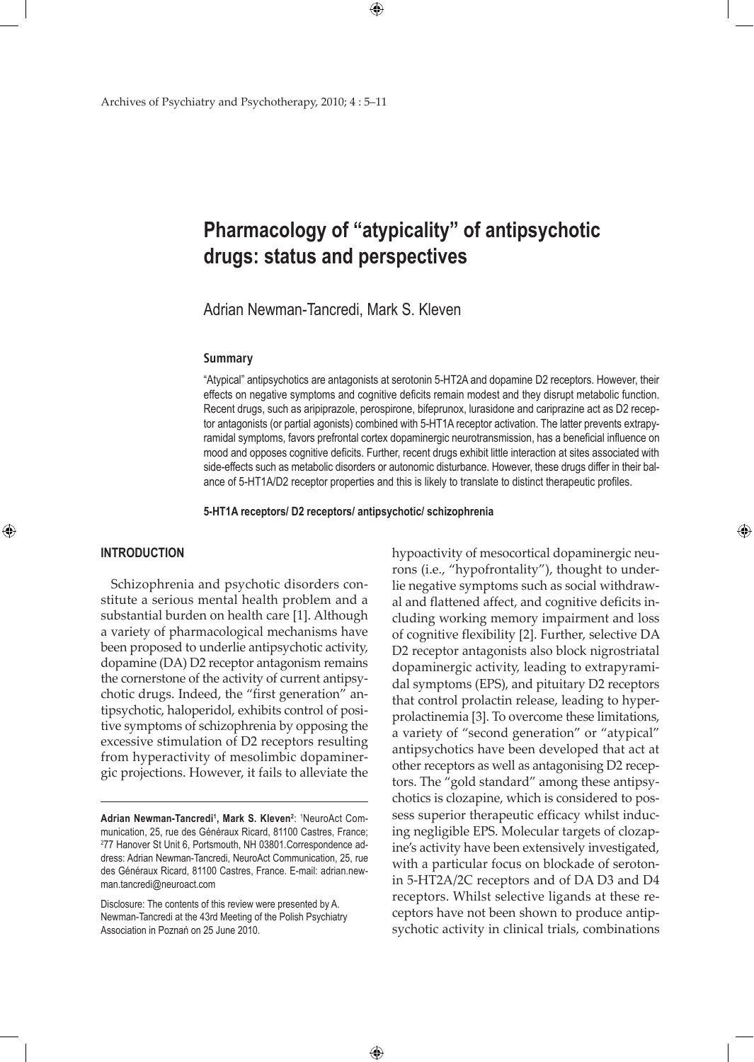# Pharmacology of "atypicality" of antipsychotic drugs: status and perspectives

Adrian Newman-Tancredi, Mark S. Kleven

### Summary

"Atypical" antipsychotics are antagonists at serotonin 5-HT2A and dopamine D2 receptors. However, their effects on negative symptoms and cognitive deficits remain modest and they disrupt metabolic function. Recent drugs, such as aripiprazole, perospirone, bifeprunox, lurasidone and cariprazine act as D2 receptor antagonists (or partial agonists) combined with 5-HT1A receptor activation. The latter prevents extrapyramidal symptoms, favors prefrontal cortex dopaminergic neurotransmission, has a beneficial influence on mood and opposes cognitive deficits. Further, recent drugs exhibit little interaction at sites associated with side-effects such as metabolic disorders or autonomic disturbance. However, these drugs differ in their balance of 5-HT1A/D2 receptor properties and this is likely to translate to distinct therapeutic profiles.

**5-HT1A receptors/ D2 receptors/ antipsychotic/ schizophrenia**

## INTRODUCTION

Schizophrenia and psychotic disorders constitute a serious mental health problem and a substantial burden on health care [1]. Although a variety of pharmacological mechanisms have been proposed to underlie antipsychotic activity, dopamine (DA) D2 receptor antagonism remains the cornerstone of the activity of current antipsychotic drugs. Indeed, the "first generation" antipsychotic, haloperidol, exhibits control of positive symptoms of schizophrenia by opposing the excessive stimulation of D2 receptors resulting from hyperactivity of mesolimbic dopaminergic projections. However, it fails to alleviate the hypoactivity of mesocortical dopaminergic neurons (i.e., "hypofrontality"), thought to underlie negative symptoms such as social withdrawal and flattened affect, and cognitive deficits including working memory impairment and loss of cognitive flexibility [2]. Further, selective DA D2 receptor antagonists also block nigrostriatal dopaminergic activity, leading to extrapyramidal symptoms (EPS), and pituitary D2 receptors that control prolactin release, leading to hyperprolactinemia [3]. To overcome these limitations, a variety of "second generation" or "atypical" antipsychotics have been developed that act at other receptors as well as antagonising D2 receptors. The "gold standard" among these antipsychotics is clozapine, which is considered to possess superior therapeutic efficacy whilst inducing negligible EPS. Molecular targets of clozapine's activity have been extensively investigated, with a particular focus on blockade of serotonin 5-HT2A/2C receptors and of DA D3 and D4 receptors. Whilst selective ligands at these receptors have not been shown to produce antipsychotic activity in clinical trials, combinations

---

**Adrian Newman-Tancredi[1], Mark S. Kleven[2]**: [1]NeuroAct Communication, 25, rue des Généraux Ricard, 81100 Castres, France; [2]77 Hanover St Unit 6, Portsmouth, NH 03801.Correspondence address: Adrian Newman-Tancredi, NeuroAct Communication, 25, rue des Généraux Ricard, 81100 Castres, France. E-mail: adrian.newman.tancredi@neuroact.com

Disclosure: The contents of this review were presented by A. Newman-Tancredi at the 43rd Meeting of the Polish Psychiatry Association in Poznań on 25 June 2010.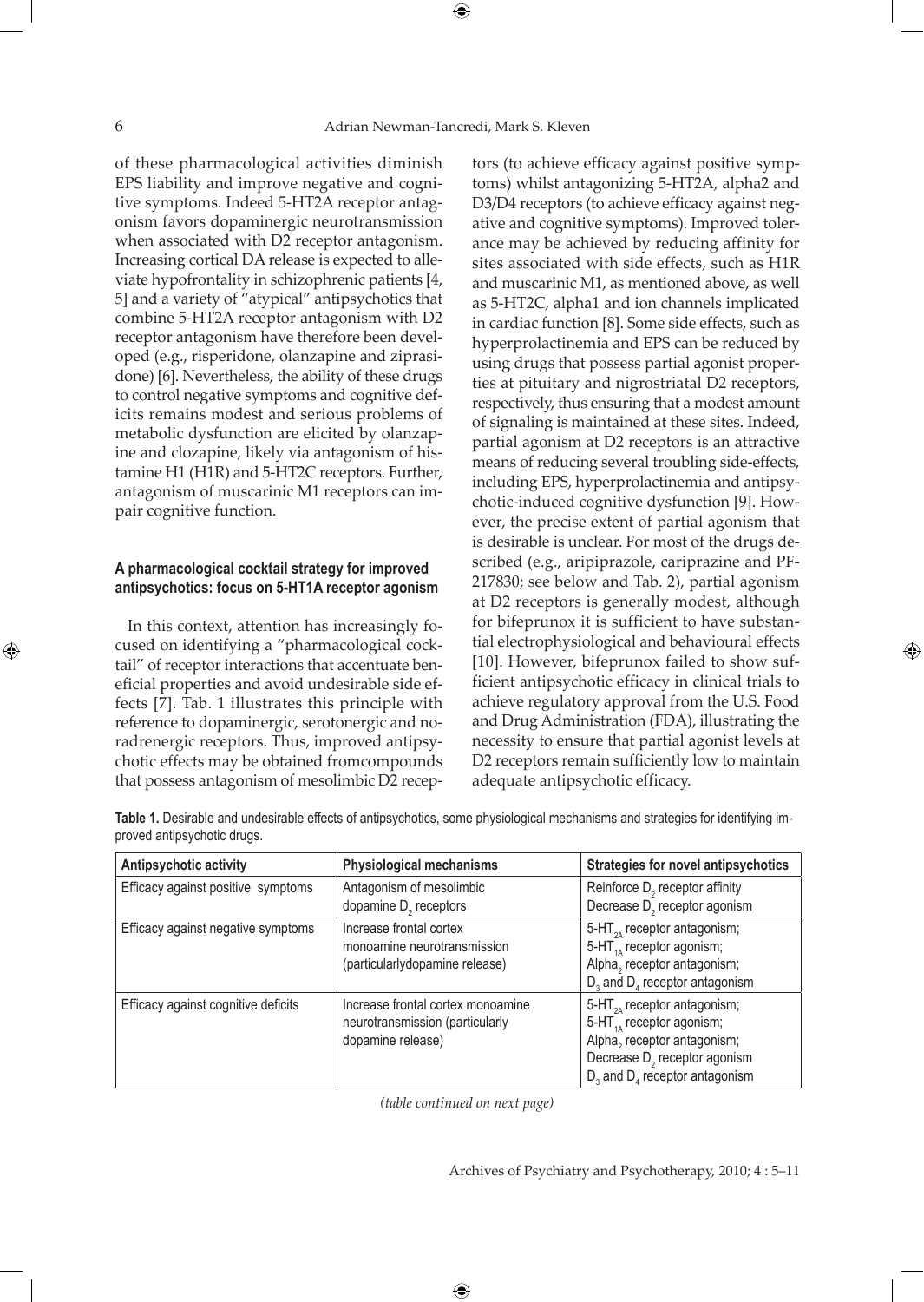of these pharmacological activities diminish EPS liability and improve negative and cognitive symptoms. Indeed 5-HT2A receptor antagonism favors dopaminergic neurotransmission when associated with D2 receptor antagonism. Increasing cortical DA release is expected to alleviate hypofrontality in schizophrenic patients [4, 5] and a variety of "atypical" antipsychotics that combine 5-HT2A receptor antagonism with D2 receptor antagonism have therefore been developed (e.g., risperidone, olanzapine and ziprasidone) [6]. Nevertheless, the ability of these drugs to control negative symptoms and cognitive deficits remains modest and serious problems of metabolic dysfunction are elicited by olanzapine and clozapine, likely via antagonism of histamine H1 (H1R) and 5-HT2C receptors. Further, antagonism of muscarinic M1 receptors can impair cognitive function.

#### A pharmacological cocktail strategy for improved antipsychotics: focus on 5-HT1A receptor agonism

In this context, attention has increasingly focused on identifying a "pharmacological cocktail" of receptor interactions that accentuate beneficial properties and avoid undesirable side effects [7]. Tab. 1 illustrates this principle with reference to dopaminergic, serotonergic and noradrenergic receptors. Thus, improved antipsychotic effects may be obtained fromcompounds that possess antagonism of mesolimbic D2 receptors (to achieve efficacy against positive symptoms) whilst antagonizing 5-HT2A, alpha2 and D3/D4 receptors (to achieve efficacy against negative and cognitive symptoms). Improved tolerance may be achieved by reducing affinity for sites associated with side effects, such as H1R and muscarinic M1, as mentioned above, as well as 5-HT2C, alpha1 and ion channels implicated in cardiac function [8]. Some side effects, such as hyperprolactinemia and EPS can be reduced by using drugs that possess partial agonist properties at pituitary and nigrostriatal D2 receptors, respectively, thus ensuring that a modest amount of signaling is maintained at these sites. Indeed, partial agonism at D2 receptors is an attractive means of reducing several troubling side-effects, including EPS, hyperprolactinemia and antipsychotic-induced cognitive dysfunction [9]. However, the precise extent of partial agonism that is desirable is unclear. For most of the drugs described (e.g., aripiprazole, cariprazine and PF-217830; see below and Tab. 2), partial agonism at D2 receptors is generally modest, although for bifeprunox it is sufficient to have substantial electrophysiological and behavioural effects [10]. However, bifeprunox failed to show sufficient antipsychotic efficacy in clinical trials to achieve regulatory approval from the U.S. Food and Drug Administration (FDA), illustrating the necessity to ensure that partial agonist levels at D2 receptors remain sufficiently low to maintain adequate antipsychotic efficacy.

**Table 1.** Desirable and undesirable effects of antipsychotics, some physiological mechanisms and strategies for identifying improved antipsychotic drugs.

| Antipsychotic activity | Physiological mechanisms | Strategies for novel antipsychotics |
|---|---|---|
| Efficacy against positive symptoms | Antagonism of mesolimbic dopamine $D_2$ receptors | Reinforce $D_2$ receptor affinity<br>Decrease $D_2$ receptor agonism |
| Efficacy against negative symptoms | Increase frontal cortex monoamine neurotransmission (particularlydopamine release) | $5\text{-}HT_{2A}$ receptor antagonism;<br>$5\text{-}HT_{1A}$ receptor agonism;<br>$Alpha_2$ receptor antagonism;<br>$D_3$ and $D_4$ receptor antagonism |
| Efficacy against cognitive deficits | Increase frontal cortex monoamine neurotransmission (particularly dopamine release) | $5\text{-}HT_{2A}$ receptor antagonism;<br>$5\text{-}HT_{1A}$ receptor agonism;<br>$Alpha_2$ receptor antagonism;<br>Decrease $D_2$ receptor agonism<br>$D_3$ and $D_4$ receptor antagonism |

*(table continued on next page)*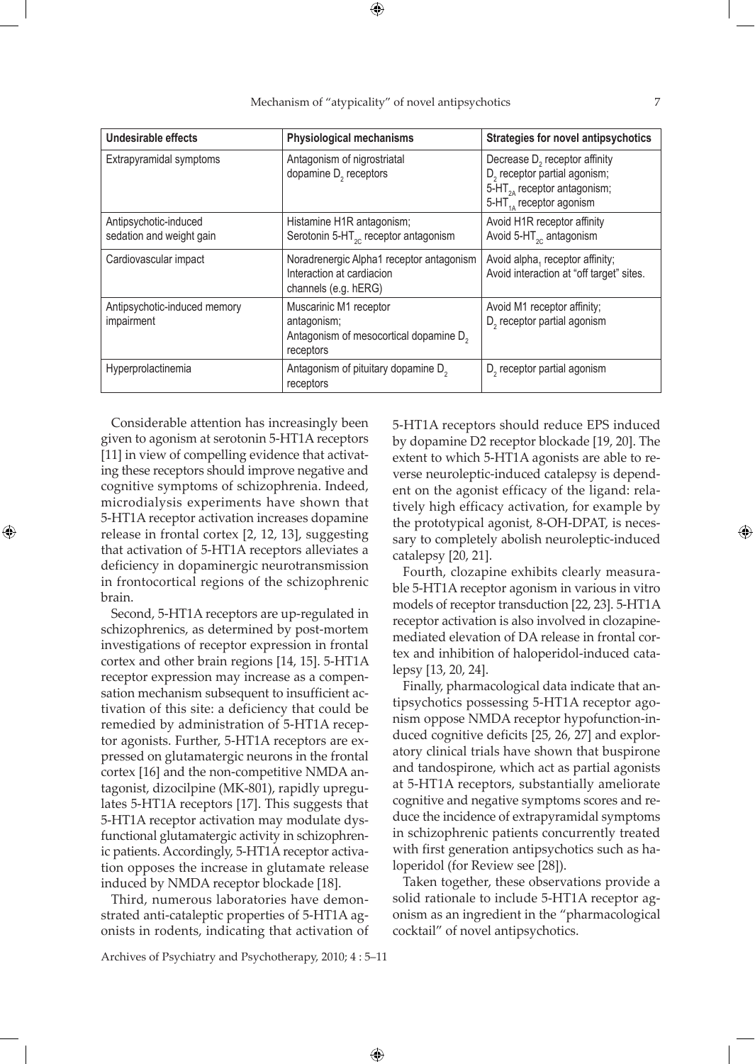| Undesirable effects | Physiological mechanisms | Strategies for novel antipsychotics |
|---|---|---|
| Extrapyramidal symptoms | Antagonism of nigrostriatal dopamine $D_2$ receptors | Decrease $D_2$ receptor affinity<br>$D_2$ receptor partial agonism;<br>5-$HT_{2A}$ receptor antagonism;<br>5-$HT_{1A}$ receptor agonism |
| Antipsychotic-induced sedation and weight gain | Histamine H1R antagonism;<br>Serotonin 5-$HT_{2C}$ receptor antagonism | Avoid H1R receptor affinity<br>Avoid 5-$HT_{2C}$ antagonism |
| Cardiovascular impact | Noradrenergic Alpha1 receptor antagonism<br>Interaction at cardiacion channels (e.g. hERG) | Avoid alpha$_1$ receptor affinity;<br>Avoid interaction at "off target" sites. |
| Antipsychotic-induced memory impairment | Muscarinic M1 receptor antagonism;<br>Antagonism of mesocortical dopamine $D_2$ receptors | Avoid M1 receptor affinity;<br>$D_2$ receptor partial agonism |
| Hyperprolactinemia | Antagonism of pituitary dopamine $D_2$ receptors | $D_2$ receptor partial agonism |

Considerable attention has increasingly been given to agonism at serotonin 5-HT1A receptors [11] in view of compelling evidence that activating these receptors should improve negative and cognitive symptoms of schizophrenia. Indeed, microdialysis experiments have shown that 5-HT1A receptor activation increases dopamine release in frontal cortex [2, 12, 13], suggesting that activation of 5-HT1A receptors alleviates a deficiency in dopaminergic neurotransmission in frontocortical regions of the schizophrenic brain.

Second, 5-HT1A receptors are up-regulated in schizophrenics, as determined by post-mortem investigations of receptor expression in frontal cortex and other brain regions [14, 15]. 5-HT1A receptor expression may increase as a compensation mechanism subsequent to insufficient activation of this site: a deficiency that could be remedied by administration of 5-HT1A receptor agonists. Further, 5-HT1A receptors are expressed on glutamatergic neurons in the frontal cortex [16] and the non-competitive NMDA antagonist, dizocilpine (MK-801), rapidly upregulates 5-HT1A receptors [17]. This suggests that 5-HT1A receptor activation may modulate dysfunctional glutamatergic activity in schizophrenic patients. Accordingly, 5-HT1A receptor activation opposes the increase in glutamate release induced by NMDA receptor blockade [18].

Third, numerous laboratories have demonstrated anti-cataleptic properties of 5-HT1A agonists in rodents, indicating that activation of 5-HT1A receptors should reduce EPS induced by dopamine D2 receptor blockade [19, 20]. The extent to which 5-HT1A agonists are able to reverse neuroleptic-induced catalepsy is dependent on the agonist efficacy of the ligand: relatively high efficacy activation, for example by the prototypical agonist, 8-OH-DPAT, is necessary to completely abolish neuroleptic-induced catalepsy [20, 21].

Fourth, clozapine exhibits clearly measurable 5-HT1A receptor agonism in various in vitro models of receptor transduction [22, 23]. 5-HT1A receptor activation is also involved in clozapine-mediated elevation of DA release in frontal cortex and inhibition of haloperidol-induced catalepsy [13, 20, 24].

Finally, pharmacological data indicate that antipsychotics possessing 5-HT1A receptor agonism oppose NMDA receptor hypofunction-induced cognitive deficits [25, 26, 27] and exploratory clinical trials have shown that buspirone and tandospirone, which act as partial agonists at 5-HT1A receptors, substantially ameliorate cognitive and negative symptoms scores and reduce the incidence of extrapyramidal symptoms in schizophrenic patients concurrently treated with first generation antipsychotics such as haloperidol (for Review see [28]).

Taken together, these observations provide a solid rationale to include 5-HT1A receptor agonism as an ingredient in the "pharmacological cocktail" of novel antipsychotics.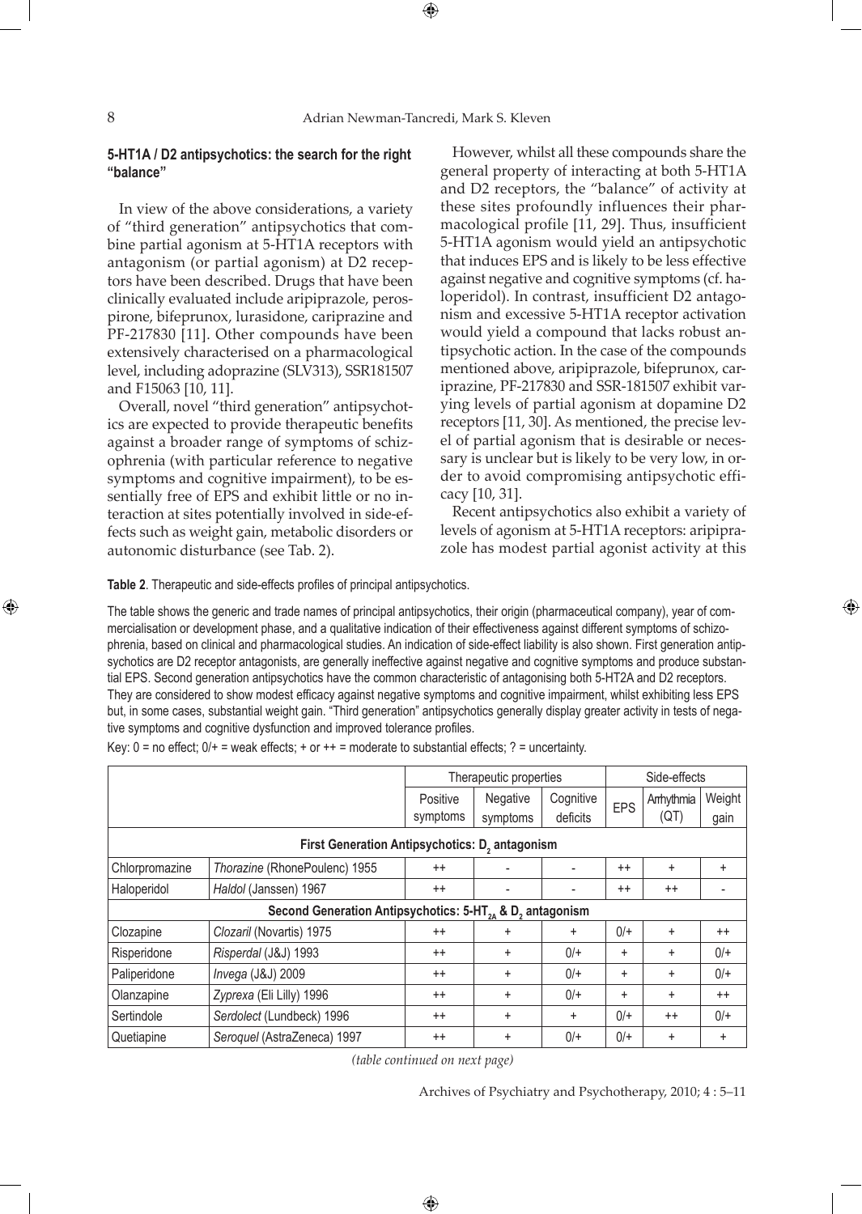### 5-HT1A / D2 antipsychotics: the search for the right "balance"

In view of the above considerations, a variety of "third generation" antipsychotics that combine partial agonism at 5-HT1A receptors with antagonism (or partial agonism) at D2 receptors have been described. Drugs that have been clinically evaluated include aripiprazole, perospirone, bifeprunox, lurasidone, cariprazine and PF-217830 [11]. Other compounds have been extensively characterised on a pharmacological level, including adoprazine (SLV313), SSR181507 and F15063 [10, 11].

Overall, novel "third generation" antipsychotics are expected to provide therapeutic benefits against a broader range of symptoms of schizophrenia (with particular reference to negative symptoms and cognitive impairment), to be essentially free of EPS and exhibit little or no interaction at sites potentially involved in side-effects such as weight gain, metabolic disorders or autonomic disturbance (see Tab. 2).

However, whilst all these compounds share the general property of interacting at both 5-HT1A and D2 receptors, the "balance" of activity at these sites profoundly influences their pharmacological profile [11, 29]. Thus, insufficient 5-HT1A agonism would yield an antipsychotic that induces EPS and is likely to be less effective against negative and cognitive symptoms (cf. haloperidol). In contrast, insufficient D2 antagonism and excessive 5-HT1A receptor activation would yield a compound that lacks robust antipsychotic action. In the case of the compounds mentioned above, aripiprazole, bifeprunox, cariprazine, PF-217830 and SSR-181507 exhibit varying levels of partial agonism at dopamine D2 receptors [11, 30]. As mentioned, the precise level of partial agonism that is desirable or necessary is unclear but is likely to be very low, in order to avoid compromising antipsychotic efficacy [10, 31].

Recent antipsychotics also exhibit a variety of levels of agonism at 5-HT1A receptors: aripiprazole has modest partial agonist activity at this

**Table 2**. Therapeutic and side-effects profiles of principal antipsychotics.

The table shows the generic and trade names of principal antipsychotics, their origin (pharmaceutical company), year of commercialisation or development phase, and a qualitative indication of their effectiveness against different symptoms of schizophrenia, based on clinical and pharmacological studies. An indication of side-effect liability is also shown. First generation antipsychotics are D2 receptor antagonists, are generally ineffective against negative and cognitive symptoms and produce substantial EPS. Second generation antipsychotics have the common characteristic of antagonising both 5-HT2A and D2 receptors. They are considered to show modest efficacy against negative symptoms and cognitive impairment, whilst exhibiting less EPS but, in some cases, substantial weight gain. "Third generation" antipsychotics generally display greater activity in tests of negative symptoms and cognitive dysfunction and improved tolerance profiles.

Key: 0 = no effect; 0/+ = weak effects; + or ++ = moderate to substantial effects; ? = uncertainty.

| | | Therapeutic properties | | | Side-effects | | |
|---|---|---|---|---|---|---|---|
| | | Positive symptoms | Negative symptoms | Cognitive deficits | EPS | Arrhythmia (QT) | Weight gain |
| **First Generation Antipsychotics: $D_2$ antagonism** | | | | | | | |
| Chlorpromazine | *Thorazine* (RhonePoulenc) 1955 | ++ | - | - | ++ | + | + |
| Haloperidol | *Haldol* (Janssen) 1967 | ++ | - | - | ++ | ++ | - |
| **Second Generation Antipsychotics: $5\text{-}HT_{2A}$ & $D_2$ antagonism** | | | | | | | |
| Clozapine | *Clozaril* (Novartis) 1975 | ++ | + | + | 0/+ | + | ++ |
| Risperidone | *Risperdal* (J&J) 1993 | ++ | + | 0/+ | + | + | 0/+ |
| Paliperidone | *Invega* (J&J) 2009 | ++ | + | 0/+ | + | + | 0/+ |
| Olanzapine | *Zyprexa* (Eli Lilly) 1996 | ++ | + | 0/+ | + | + | ++ |
| Sertindole | *Serdolect* (Lundbeck) 1996 | ++ | + | + | 0/+ | ++ | 0/+ |
| Quetiapine | *Seroquel* (AstraZeneca) 1997 | ++ | + | 0/+ | 0/+ | + | + |

*(table continued on next page)*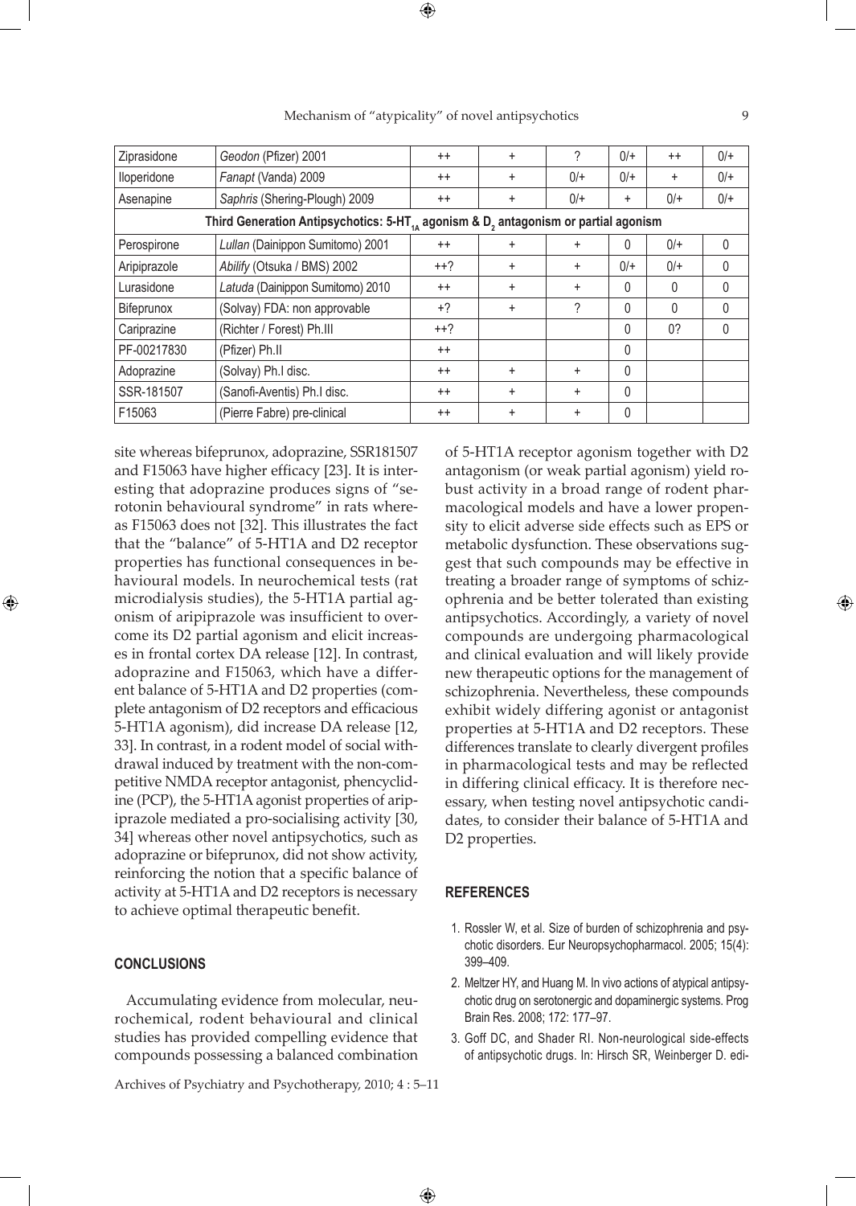| Ziprasidone | *Geodon* (Pfizer) 2001 | ++ | + | ? | 0/+ | ++ | 0/+ |
|---|---|---|---|---|---|---|---|
| Iloperidone | *Fanapt* (Vanda) 2009 | ++ | + | 0/+ | 0/+ | + | 0/+ |
| Asenapine | *Saphris* (Shering-Plough) 2009 | ++ | + | 0/+ | + | 0/+ | 0/+ |
| **Third Generation Antipsychotics: 5-HT$_{1A}$ agonism & D$_2$ antagonism or partial agonism** | | | | | | | |
| Perospirone | *Lullan* (Dainippon Sumitomo) 2001 | ++ | + | + | 0 | 0/+ | 0 |
| Aripiprazole | *Abilify* (Otsuka / BMS) 2002 | ++? | + | + | 0/+ | 0/+ | 0 |
| Lurasidone | *Latuda* (Dainippon Sumitomo) 2010 | ++ | + | + | 0 | 0 | 0 |
| Bifeprunox | (Solvay) FDA: non approvable | +? | + | ? | 0 | 0 | 0 |
| Cariprazine | (Richter / Forest) Ph.III | ++? | | | 0 | 0? | 0 |
| PF-00217830 | (Pfizer) Ph.II | ++ | | | 0 | | |
| Adoprazine | (Solvay) Ph.I disc. | ++ | + | + | 0 | | |
| SSR-181507 | (Sanofi-Aventis) Ph.I disc. | ++ | + | + | 0 | | |
| F15063 | (Pierre Fabre) pre-clinical | ++ | + | + | 0 | | |

site whereas bifeprunox, adoprazine, SSR181507 and F15063 have higher efficacy [23]. It is interesting that adoprazine produces signs of "serotonin behavioural syndrome" in rats whereas F15063 does not [32]. This illustrates the fact that the "balance" of 5-HT1A and D2 receptor properties has functional consequences in behavioural models. In neurochemical tests (rat microdialysis studies), the 5-HT1A partial agonism of aripiprazole was insufficient to overcome its D2 partial agonism and elicit increases in frontal cortex DA release [12]. In contrast, adoprazine and F15063, which have a different balance of 5-HT1A and D2 properties (complete antagonism of D2 receptors and efficacious 5-HT1A agonism), did increase DA release [12, 33]. In contrast, in a rodent model of social withdrawal induced by treatment with the non-competitive NMDA receptor antagonist, phencyclidine (PCP), the 5-HT1A agonist properties of aripiprazole mediated a pro-socialising activity [30, 34] whereas other novel antipsychotics, such as adoprazine or bifeprunox, did not show activity, reinforcing the notion that a specific balance of activity at 5-HT1A and D2 receptors is necessary to achieve optimal therapeutic benefit.

## CONCLUSIONS

Accumulating evidence from molecular, neurochemical, rodent behavioural and clinical studies has provided compelling evidence that compounds possessing a balanced combination of 5-HT1A receptor agonism together with D2 antagonism (or weak partial agonism) yield robust activity in a broad range of rodent pharmacological models and have a lower propensity to elicit adverse side effects such as EPS or metabolic dysfunction. These observations suggest that such compounds may be effective in treating a broader range of symptoms of schizophrenia and be better tolerated than existing antipsychotics. Accordingly, a variety of novel compounds are undergoing pharmacological and clinical evaluation and will likely provide new therapeutic options for the management of schizophrenia. Nevertheless, these compounds exhibit widely differing agonist or antagonist properties at 5-HT1A and D2 receptors. These differences translate to clearly divergent profiles in pharmacological tests and may be reflected in differing clinical efficacy. It is therefore necessary, when testing novel antipsychotic candidates, to consider their balance of 5-HT1A and D2 properties.

## REFERENCES

1. Rossler W, et al. Size of burden of schizophrenia and psychotic disorders. Eur Neuropsychopharmacol. 2005; 15(4): 399–409.
2. Meltzer HY, and Huang M. In vivo actions of atypical antipsychotic drug on serotonergic and dopaminergic systems. Prog Brain Res. 2008; 172: 177–97.
3. Goff DC, and Shader RI. Non-neurological side-effects of antipsychotic drugs. In: Hirsch SR, Weinberger D. edi-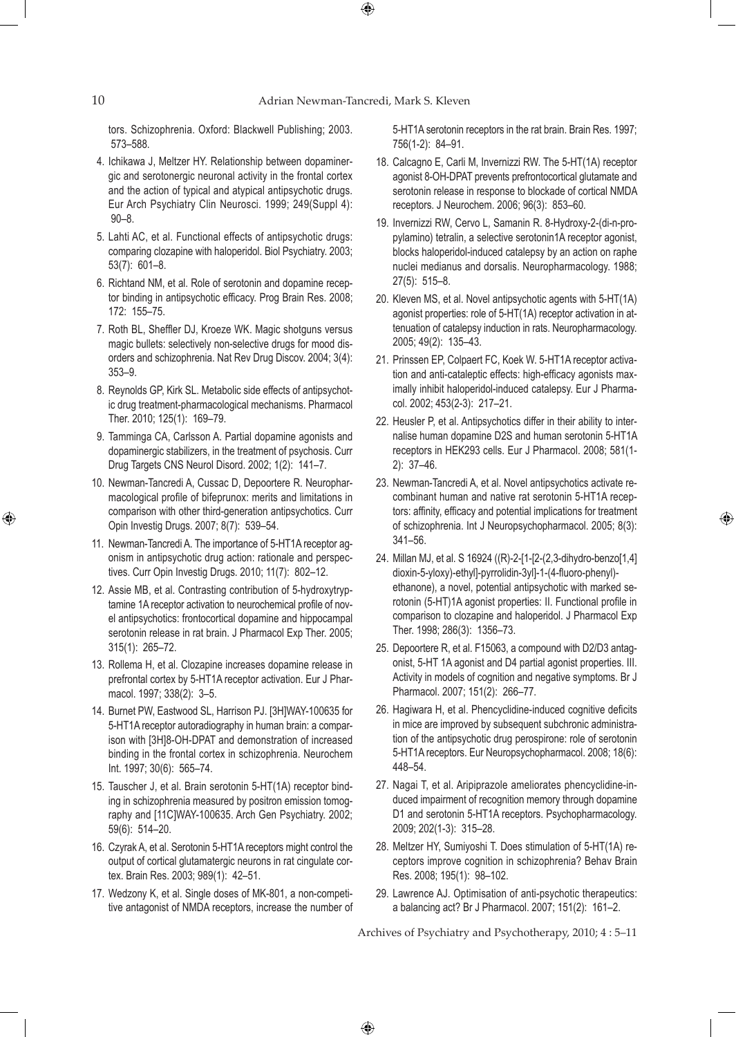tors. Schizophrenia. Oxford: Blackwell Publishing; 2003. 573–588.

4. Ichikawa J, Meltzer HY. Relationship between dopaminergic and serotonergic neuronal activity in the frontal cortex and the action of typical and atypical antipsychotic drugs. Eur Arch Psychiatry Clin Neurosci. 1999; 249(Suppl 4): 90–8.
5. Lahti AC, et al. Functional effects of antipsychotic drugs: comparing clozapine with haloperidol. Biol Psychiatry. 2003; 53(7): 601–8.
6. Richtand NM, et al. Role of serotonin and dopamine receptor binding in antipsychotic efficacy. Prog Brain Res. 2008; 172: 155–75.
7. Roth BL, Sheffler DJ, Kroeze WK. Magic shotguns versus magic bullets: selectively non-selective drugs for mood disorders and schizophrenia. Nat Rev Drug Discov. 2004; 3(4): 353–9.
8. Reynolds GP, Kirk SL. Metabolic side effects of antipsychotic drug treatment-pharmacological mechanisms. Pharmacol Ther. 2010; 125(1): 169–79.
9. Tamminga CA, Carlsson A. Partial dopamine agonists and dopaminergic stabilizers, in the treatment of psychosis. Curr Drug Targets CNS Neurol Disord. 2002; 1(2): 141–7.
10. Newman-Tancredi A, Cussac D, Depoortere R. Neuropharmacological profile of bifeprunox: merits and limitations in comparison with other third-generation antipsychotics. Curr Opin Investig Drugs. 2007; 8(7): 539–54.
11. Newman-Tancredi A. The importance of 5-HT1A receptor agonism in antipsychotic drug action: rationale and perspectives. Curr Opin Investig Drugs. 2010; 11(7): 802–12.
12. Assie MB, et al. Contrasting contribution of 5-hydroxytryptamine 1A receptor activation to neurochemical profile of novel antipsychotics: frontocortical dopamine and hippocampal serotonin release in rat brain. J Pharmacol Exp Ther. 2005; 315(1): 265–72.
13. Rollema H, et al. Clozapine increases dopamine release in prefrontal cortex by 5-HT1A receptor activation. Eur J Pharmacol. 1997; 338(2): 3–5.
14. Burnet PW, Eastwood SL, Harrison PJ. [3H]WAY-100635 for 5-HT1A receptor autoradiography in human brain: a comparison with [3H]8-OH-DPAT and demonstration of increased binding in the frontal cortex in schizophrenia. Neurochem Int. 1997; 30(6): 565–74.
15. Tauscher J, et al. Brain serotonin 5-HT(1A) receptor binding in schizophrenia measured by positron emission tomography and [11C]WAY-100635. Arch Gen Psychiatry. 2002; 59(6): 514–20.
16. Czyrak A, et al. Serotonin 5-HT1A receptors might control the output of cortical glutamatergic neurons in rat cingulate cortex. Brain Res. 2003; 989(1): 42–51.
17. Wedzony K, et al. Single doses of MK-801, a non-competitive antagonist of NMDA receptors, increase the number of 5-HT1A serotonin receptors in the rat brain. Brain Res. 1997; 756(1-2): 84–91.
18. Calcagno E, Carli M, Invernizzi RW. The 5-HT(1A) receptor agonist 8-OH-DPAT prevents prefrontocortical glutamate and serotonin release in response to blockade of cortical NMDA receptors. J Neurochem. 2006; 96(3): 853–60.
19. Invernizzi RW, Cervo L, Samanin R. 8-Hydroxy-2-(di-n-propylamino) tetralin, a selective serotonin1A receptor agonist, blocks haloperidol-induced catalepsy by an action on raphe nuclei medianus and dorsalis. Neuropharmacology. 1988; 27(5): 515–8.
20. Kleven MS, et al. Novel antipsychotic agents with 5-HT(1A) agonist properties: role of 5-HT(1A) receptor activation in attenuation of catalepsy induction in rats. Neuropharmacology. 2005; 49(2): 135–43.
21. Prinssen EP, Colpaert FC, Koek W. 5-HT1A receptor activation and anti-cataleptic effects: high-efficacy agonists maximally inhibit haloperidol-induced catalepsy. Eur J Pharmacol. 2002; 453(2-3): 217–21.
22. Heusler P, et al. Antipsychotics differ in their ability to internalise human dopamine D2S and human serotonin 5-HT1A receptors in HEK293 cells. Eur J Pharmacol. 2008; 581(1-2): 37–46.
23. Newman-Tancredi A, et al. Novel antipsychotics activate recombinant human and native rat serotonin 5-HT1A receptors: affinity, efficacy and potential implications for treatment of schizophrenia. Int J Neuropsychopharmacol. 2005; 8(3): 341–56.
24. Millan MJ, et al. S 16924 ((R)-2-[1-[2-(2,3-dihydro-benzo[1,4] dioxin-5-yloxy)-ethyl]-pyrrolidin-3yl]-1-(4-fluoro-phenyl)-ethanone), a novel, potential antipsychotic with marked serotonin (5-HT)1A agonist properties: II. Functional profile in comparison to clozapine and haloperidol. J Pharmacol Exp Ther. 1998; 286(3): 1356–73.
25. Depoortere R, et al. F15063, a compound with D2/D3 antagonist, 5-HT 1A agonist and D4 partial agonist properties. III. Activity in models of cognition and negative symptoms. Br J Pharmacol. 2007; 151(2): 266–77.
26. Hagiwara H, et al. Phencyclidine-induced cognitive deficits in mice are improved by subsequent subchronic administration of the antipsychotic drug perospirone: role of serotonin 5-HT1A receptors. Eur Neuropsychopharmacol. 2008; 18(6): 448–54.
27. Nagai T, et al. Aripiprazole ameliorates phencyclidine-induced impairment of recognition memory through dopamine D1 and serotonin 5-HT1A receptors. Psychopharmacology. 2009; 202(1-3): 315–28.
28. Meltzer HY, Sumiyoshi T. Does stimulation of 5-HT(1A) receptors improve cognition in schizophrenia? Behav Brain Res. 2008; 195(1): 98–102.
29. Lawrence AJ. Optimisation of anti-psychotic therapeutics: a balancing act? Br J Pharmacol. 2007; 151(2): 161–2.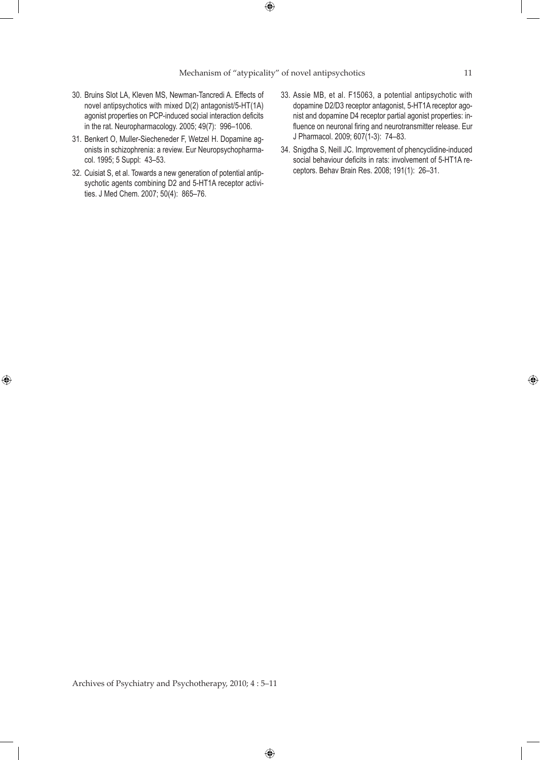30. Bruins Slot LA, Kleven MS, Newman-Tancredi A. Effects of novel antipsychotics with mixed D(2) antagonist/5-HT(1A) agonist properties on PCP-induced social interaction deficits in the rat. Neuropharmacology. 2005; 49(7): 996–1006.
31. Benkert O, Muller-Siecheneder F, Wetzel H. Dopamine agonists in schizophrenia: a review. Eur Neuropsychopharmacol. 1995; 5 Suppl: 43–53.
32. Cuisiat S, et al. Towards a new generation of potential antipsychotic agents combining D2 and 5-HT1A receptor activities. J Med Chem. 2007; 50(4): 865–76.
33. Assie MB, et al. F15063, a potential antipsychotic with dopamine D2/D3 receptor antagonist, 5-HT1A receptor agonist and dopamine D4 receptor partial agonist properties: influence on neuronal firing and neurotransmitter release. Eur J Pharmacol. 2009; 607(1-3): 74–83.
34. Snigdha S, Neill JC. Improvement of phencyclidine-induced social behaviour deficits in rats: involvement of 5-HT1A receptors. Behav Brain Res. 2008; 191(1): 26–31.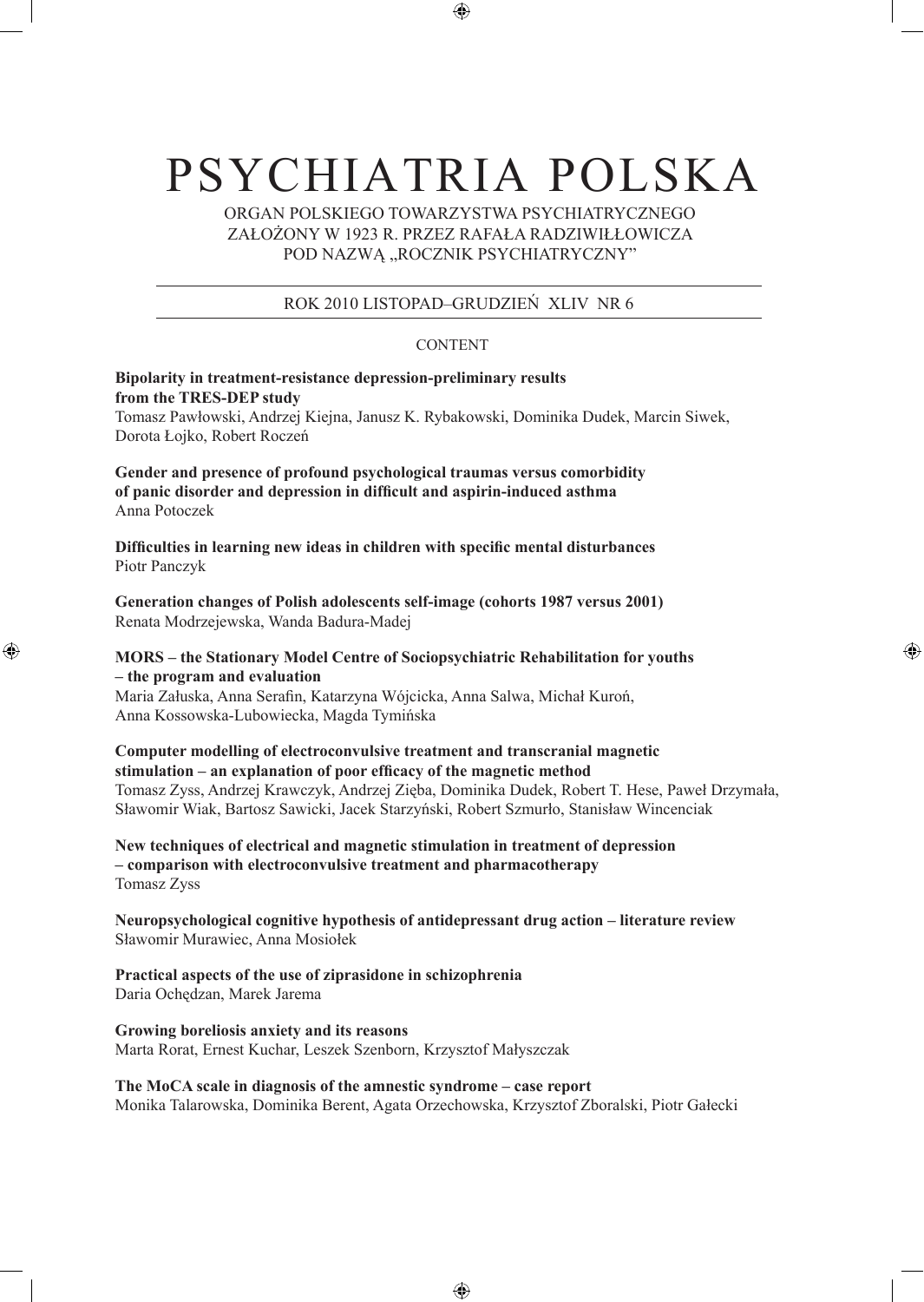# PSYCHIATRIA POLSKA

ORGAN POLSKIEGO TOWARZYSTWA PSYCHIATRYCZNEGO
ZAŁOŻONY W 1923 R. PRZEZ RAFAŁA RADZIWIŁŁOWICZA
POD NAZWĄ „ROCZNIK PSYCHIATRYCZNY"

ROK 2010 LISTOPAD–GRUDZIEŃ XLIV NR 6

CONTENT

**Bipolarity in treatment-resistance depression-preliminary results from the TRES-DEP study**
Tomasz Pawłowski, Andrzej Kiejna, Janusz K. Rybakowski, Dominika Dudek, Marcin Siwek, Dorota Łojko, Robert Roczeń

**Gender and presence of profound psychological traumas versus comorbidity of panic disorder and depression in difficult and aspirin-induced asthma**
Anna Potoczek

**Difficulties in learning new ideas in children with specific mental disturbances**
Piotr Panczyk

**Generation changes of Polish adolescents self-image (cohorts 1987 versus 2001)**
Renata Modrzejewska, Wanda Badura-Madej

**MORS – the Stationary Model Centre of Sociopsychiatric Rehabilitation for youths – the program and evaluation**
Maria Załuska, Anna Serafin, Katarzyna Wójcicka, Anna Salwa, Michał Kuroń, Anna Kossowska-Lubowiecka, Magda Tymińska

**Computer modelling of electroconvulsive treatment and transcranial magnetic stimulation – an explanation of poor efficacy of the magnetic method**
Tomasz Zyss, Andrzej Krawczyk, Andrzej Zięba, Dominika Dudek, Robert T. Hese, Paweł Drzymała, Sławomir Wiak, Bartosz Sawicki, Jacek Starzyński, Robert Szmurło, Stanisław Wincenciak

**New techniques of electrical and magnetic stimulation in treatment of depression – comparison with electroconvulsive treatment and pharmacotherapy**
Tomasz Zyss

**Neuropsychological cognitive hypothesis of antidepressant drug action – literature review**
Sławomir Murawiec, Anna Mosiołek

**Practical aspects of the use of ziprasidone in schizophrenia**
Daria Ochędzan, Marek Jarema

**Growing boreliosis anxiety and its reasons**
Marta Rorat, Ernest Kuchar, Leszek Szenborn, Krzysztof Małyszczak

**The MoCA scale in diagnosis of the amnestic syndrome – case report**
Monika Talarowska, Dominika Berent, Agata Orzechowska, Krzysztof Zboralski, Piotr Gałecki